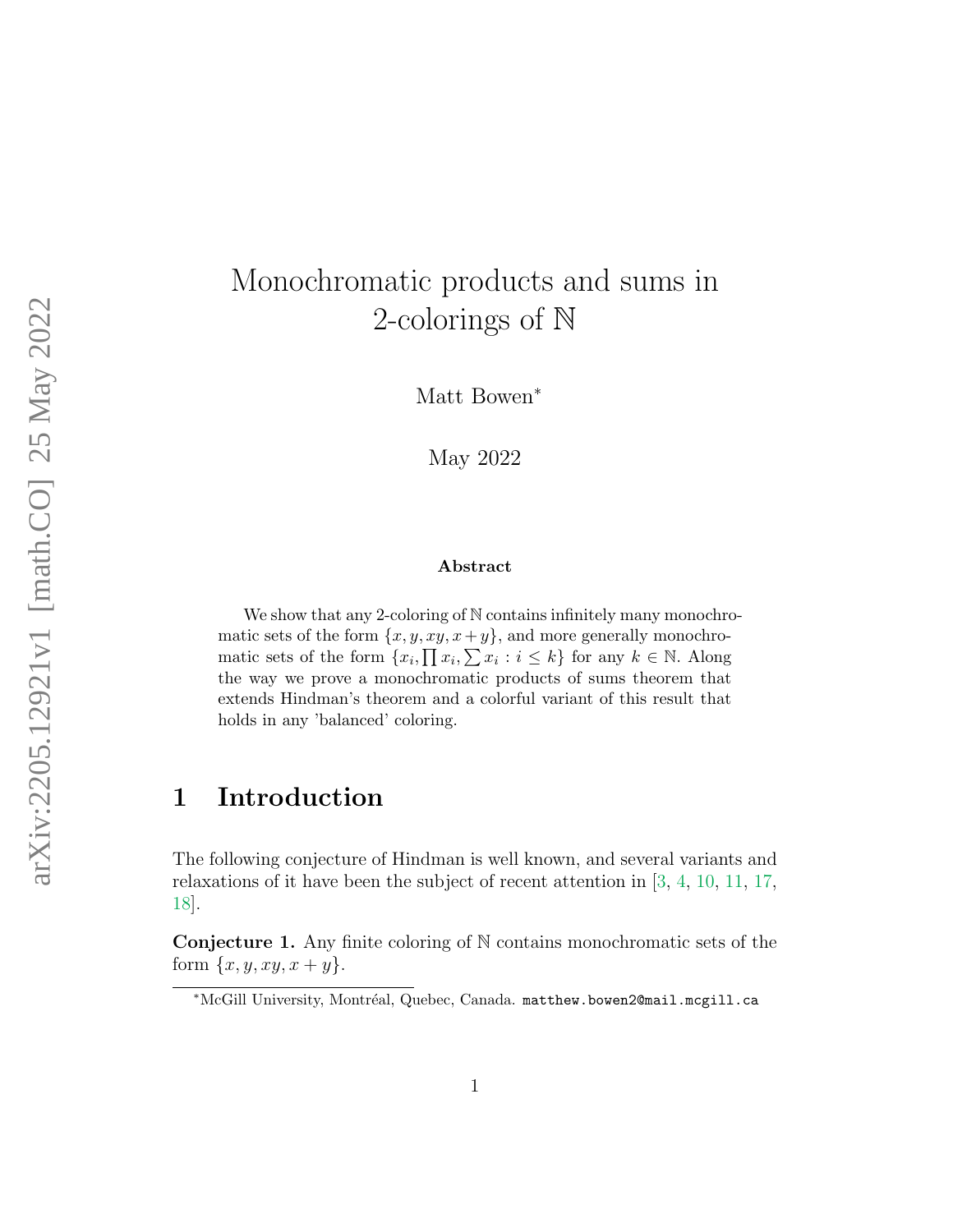# Monochromatic products and sums in 2-colorings of $\mathbb{N}$

Matt Bowen*

May 2022

### Abstract

We show that any 2-coloring of $\mathbb{N}$ contains infinitely many monochromatic sets of the form $\{x, y, xy, x+y\}$, and more generally monochromatic sets of the form $\{x_i, \prod x_i, \sum x_i : i \leq k\}$ for any $k \in \mathbb{N}$. Along the way we prove a monochromatic products of sums theorem that extends Hindman's theorem and a colorful variant of this result that holds in any 'balanced' coloring.

## 1 Introduction

The following conjecture of Hindman is well known, and several variants and relaxations of it have been the subject of recent attention in [3, 4, 10, 11, 17, 18].

**Conjecture 1.** Any finite coloring of $\mathbb{N}$ contains monochromatic sets of the form $\{x, y, xy, x+y\}$.

*McGill University, Montréal, Quebec, Canada. matthew.bowen2@mail.mcgill.ca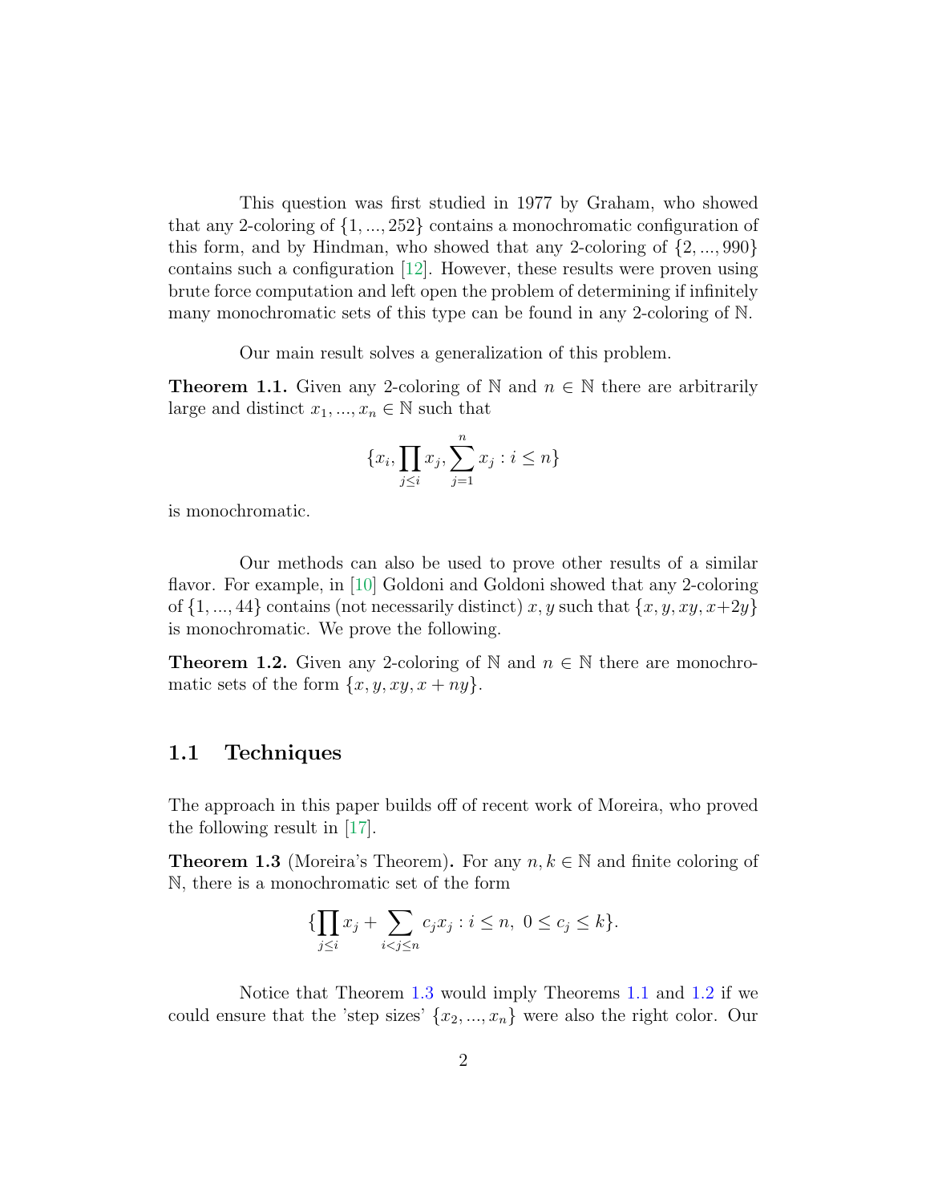This question was first studied in 1977 by Graham, who showed that any 2-coloring of $\{1, ..., 252\}$ contains a monochromatic configuration of this form, and by Hindman, who showed that any 2-coloring of $\{2, ..., 990\}$ contains such a configuration [12]. However, these results were proven using brute force computation and left open the problem of determining if infinitely many monochromatic sets of this type can be found in any 2-coloring of $\mathbb{N}$.

Our main result solves a generalization of this problem.

**Theorem 1.1.** *Given any 2-coloring of $\mathbb{N}$ and $n \in \mathbb{N}$ there are arbitrarily large and distinct $x_1, ..., x_n \in \mathbb{N}$ such that*

$$\{x_i, \prod_{j \le i} x_j, \sum_{j=1}^{n} x_j : i \le n\}$$

*is monochromatic.*

Our methods can also be used to prove other results of a similar flavor. For example, in [10] Goldoni and Goldoni showed that any 2-coloring of $\{1, ..., 44\}$ contains (not necessarily distinct) $x, y$ such that $\{x, y, xy, x+2y\}$ is monochromatic. We prove the following.

**Theorem 1.2.** *Given any 2-coloring of $\mathbb{N}$ and $n \in \mathbb{N}$ there are monochromatic sets of the form $\{x, y, xy, x + ny\}$.*

## 1.1 Techniques

The approach in this paper builds off of recent work of Moreira, who proved the following result in [17].

**Theorem 1.3** (Moreira's Theorem)**.** *For any $n, k \in \mathbb{N}$ and finite coloring of $\mathbb{N}$, there is a monochromatic set of the form*

$$\{\prod_{j \le i} x_j + \sum_{i < j \le n} c_j x_j : i \le n, \ 0 \le c_j \le k\}.$$

Notice that Theorem 1.3 would imply Theorems 1.1 and 1.2 if we could ensure that the 'step sizes' $\{x_2, ..., x_n\}$ were also the right color. Our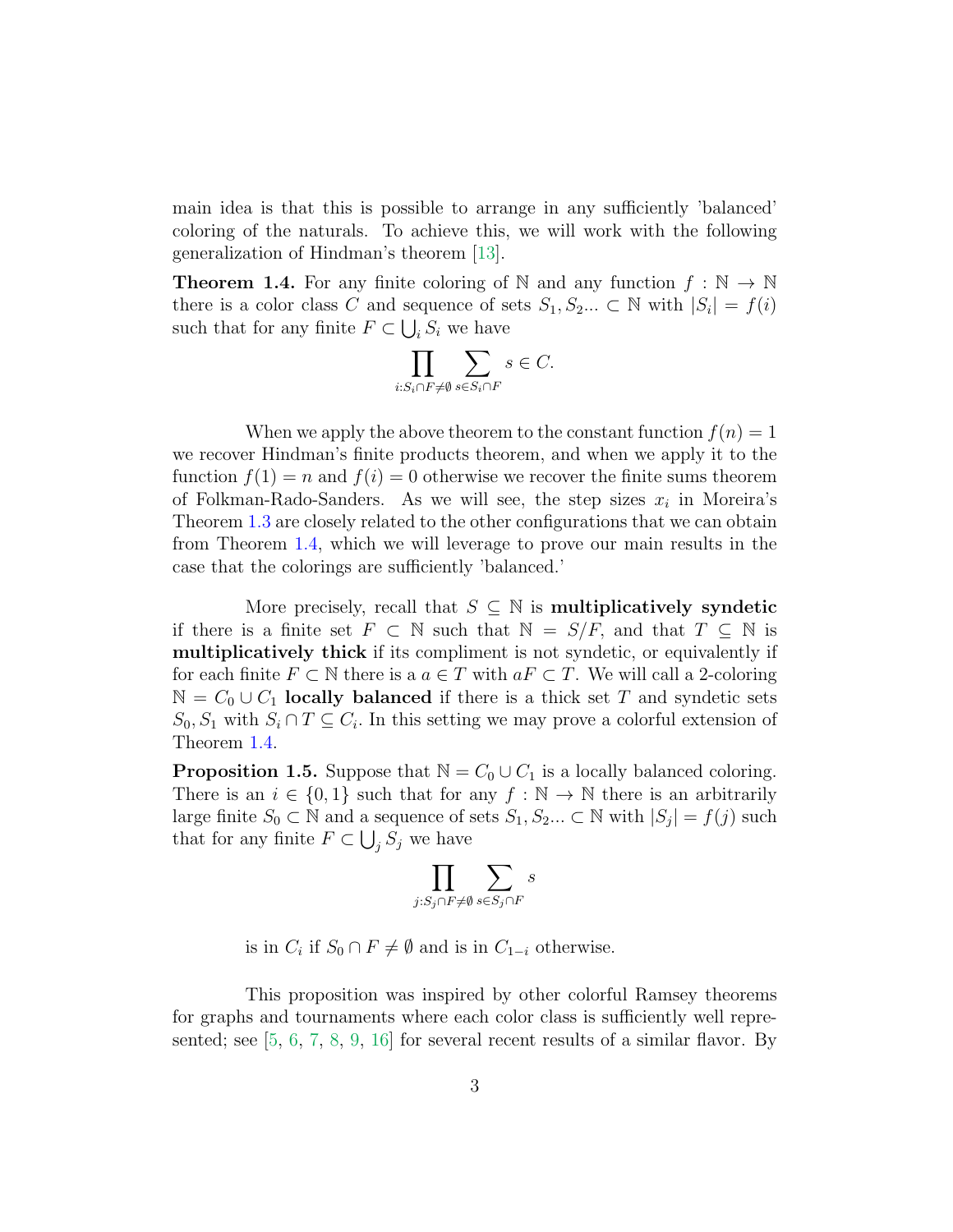main idea is that this is possible to arrange in any sufficiently 'balanced' coloring of the naturals. To achieve this, we will work with the following generalization of Hindman's theorem [13].

**Theorem 1.4.** For any finite coloring of $\mathbb{N}$ and any function $f : \mathbb{N} \to \mathbb{N}$ there is a color class $C$ and sequence of sets $S_1, S_2 ... \subset \mathbb{N}$ with $|S_i| = f(i)$ such that for any finite $F \subset \bigcup_i S_i$ we have

$$\prod_{i : S_i \cap F \neq \emptyset} \sum_{s \in S_i \cap F} s \in C.$$

When we apply the above theorem to the constant function $f(n) = 1$ we recover Hindman's finite products theorem, and when we apply it to the function $f(1) = n$ and $f(i) = 0$ otherwise we recover the finite sums theorem of Folkman-Rado-Sanders. As we will see, the step sizes $x_i$ in Moreira's Theorem 1.3 are closely related to the other configurations that we can obtain from Theorem 1.4, which we will leverage to prove our main results in the case that the colorings are sufficiently 'balanced.'

More precisely, recall that $S \subseteq \mathbb{N}$ is **multiplicatively syndetic** if there is a finite set $F \subset \mathbb{N}$ such that $\mathbb{N} = S/F$, and that $T \subseteq \mathbb{N}$ is **multiplicatively thick** if its compliment is not syndetic, or equivalently if for each finite $F \subset \mathbb{N}$ there is a $a \in T$ with $aF \subset T$. We will call a 2-coloring $\mathbb{N} = C_0 \cup C_1$ **locally balanced** if there is a thick set $T$ and syndetic sets $S_0, S_1$ with $S_i \cap T \subseteq C_i$. In this setting we may prove a colorful extension of Theorem 1.4.

**Proposition 1.5.** Suppose that $\mathbb{N} = C_0 \cup C_1$ is a locally balanced coloring. There is an $i \in \{0, 1\}$ such that for any $f : \mathbb{N} \to \mathbb{N}$ there is an arbitrarily large finite $S_0 \subset \mathbb{N}$ and a sequence of sets $S_1, S_2 ... \subset \mathbb{N}$ with $|S_j| = f(j)$ such that for any finite $F \subset \bigcup_j S_j$ we have

$$\prod_{j : S_j \cap F \neq \emptyset} \sum_{s \in S_j \cap F} s$$

is in $C_i$ if $S_0 \cap F \neq \emptyset$ and is in $C_{1-i}$ otherwise.

This proposition was inspired by other colorful Ramsey theorems for graphs and tournaments where each color class is sufficiently well represented; see [5, 6, 7, 8, 9, 16] for several recent results of a similar flavor. By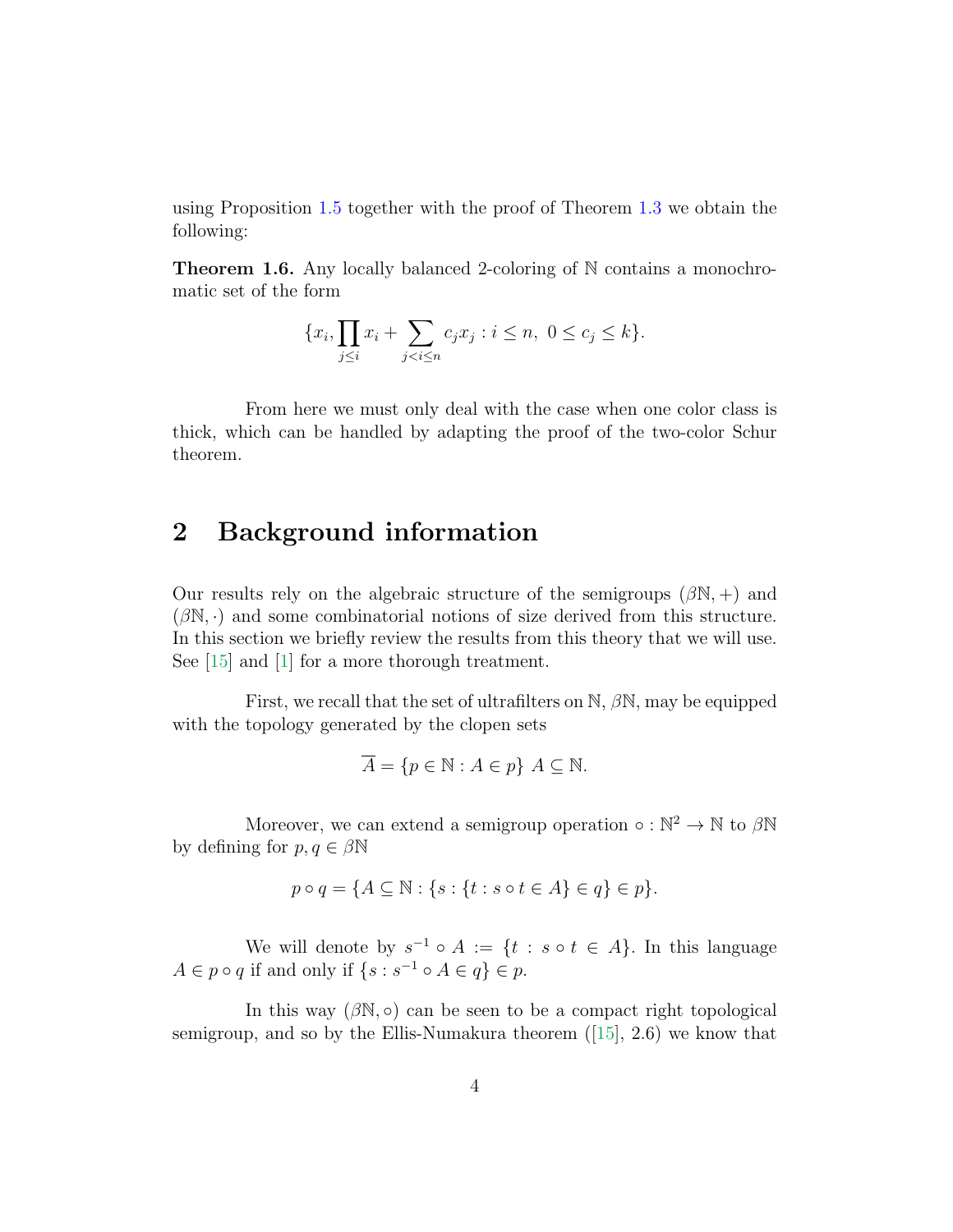using Proposition 1.5 together with the proof of Theorem 1.3 we obtain the following:

**Theorem 1.6.** Any locally balanced 2-coloring of $\mathbb{N}$ contains a monochromatic set of the form

$$\{x_i, \prod_{j\leq i} x_i + \sum_{j<i\leq n} c_j x_j : i \leq n,\ 0 \leq c_j \leq k\}.$$

From here we must only deal with the case when one color class is thick, which can be handled by adapting the proof of the two-color Schur theorem.

## 2 Background information

Our results rely on the algebraic structure of the semigroups $(\beta\mathbb{N}, +)$ and $(\beta\mathbb{N}, \cdot)$ and some combinatorial notions of size derived from this structure. In this section we briefly review the results from this theory that we will use. See [15] and [1] for a more thorough treatment.

First, we recall that the set of ultrafilters on $\mathbb{N}$, $\beta\mathbb{N}$, may be equipped with the topology generated by the clopen sets

$$\overline{A} = \{p \in \mathbb{N} : A \in p\}\ A \subseteq \mathbb{N}.$$

Moreover, we can extend a semigroup operation $\circ : \mathbb{N}^2 \to \mathbb{N}$ to $\beta\mathbb{N}$ by defining for $p, q \in \beta\mathbb{N}$

$$p \circ q = \{A \subseteq \mathbb{N} : \{s : \{t : s \circ t \in A\} \in q\} \in p\}.$$

We will denote by $s^{-1} \circ A := \{t : s \circ t \in A\}$. In this language $A \in p \circ q$ if and only if $\{s : s^{-1} \circ A \in q\} \in p$.

In this way $(\beta\mathbb{N}, \circ)$ can be seen to be a compact right topological semigroup, and so by the Ellis-Numakura theorem ([15], 2.6) we know that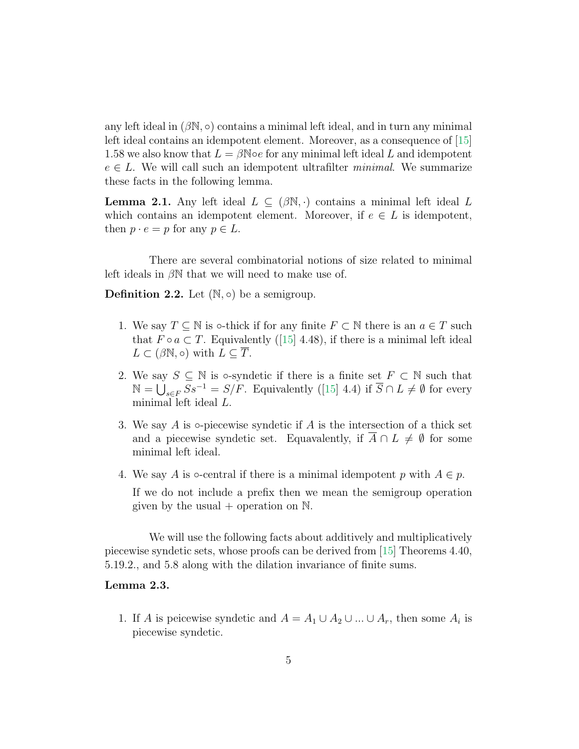any left ideal in $(\beta\mathbb{N}, \circ)$ contains a minimal left ideal, and in turn any minimal left ideal contains an idempotent element. Moreover, as a consequence of [15] 1.58 we also know that $L = \beta\mathbb{N} \circ e$ for any minimal left ideal $L$ and idempotent $e \in L$. We will call such an idempotent ultrafilter *minimal*. We summarize these facts in the following lemma.

**Lemma 2.1.** Any left ideal $L \subseteq (\beta\mathbb{N}, \cdot)$ contains a minimal left ideal $L$ which contains an idempotent element. Moreover, if $e \in L$ is idempotent, then $p \cdot e = p$ for any $p \in L$.

There are several combinatorial notions of size related to minimal left ideals in $\beta\mathbb{N}$ that we will need to make use of.

**Definition 2.2.** Let $(\mathbb{N}, \circ)$ be a semigroup.

1. We say $T \subseteq \mathbb{N}$ is $\circ$-thick if for any finite $F \subset \mathbb{N}$ there is an $a \in T$ such that $F \circ a \subset T$. Equivalently ([15] 4.48), if there is a minimal left ideal $L \subset (\beta\mathbb{N}, \circ)$ with $L \subseteq \overline{T}$.
2. We say $S \subseteq \mathbb{N}$ is $\circ$-syndetic if there is a finite set $F \subset \mathbb{N}$ such that $\mathbb{N} = \bigcup_{s \in F} Ss^{-1} = S/F$. Equivalently ([15] 4.4) if $\overline{S} \cap L \neq \emptyset$ for every minimal left ideal $L$.
3. We say $A$ is $\circ$-piecewise syndetic if $A$ is the intersection of a thick set and a piecewise syndetic set. Equavalently, if $\overline{A} \cap L \neq \emptyset$ for some minimal left ideal.
4. We say $A$ is $\circ$-central if there is a minimal idempotent $p$ with $A \in p$.

   If we do not include a prefix then we mean the semigroup operation given by the usual $+$ operation on $\mathbb{N}$.

We will use the following facts about additively and multiplicatively piecewise syndetic sets, whose proofs can be derived from [15] Theorems 4.40, 5.19.2., and 5.8 along with the dilation invariance of finite sums.

**Lemma 2.3.**

1. If $A$ is peicewise syndetic and $A = A_1 \cup A_2 \cup ... \cup A_r$, then some $A_i$ is piecewise syndetic.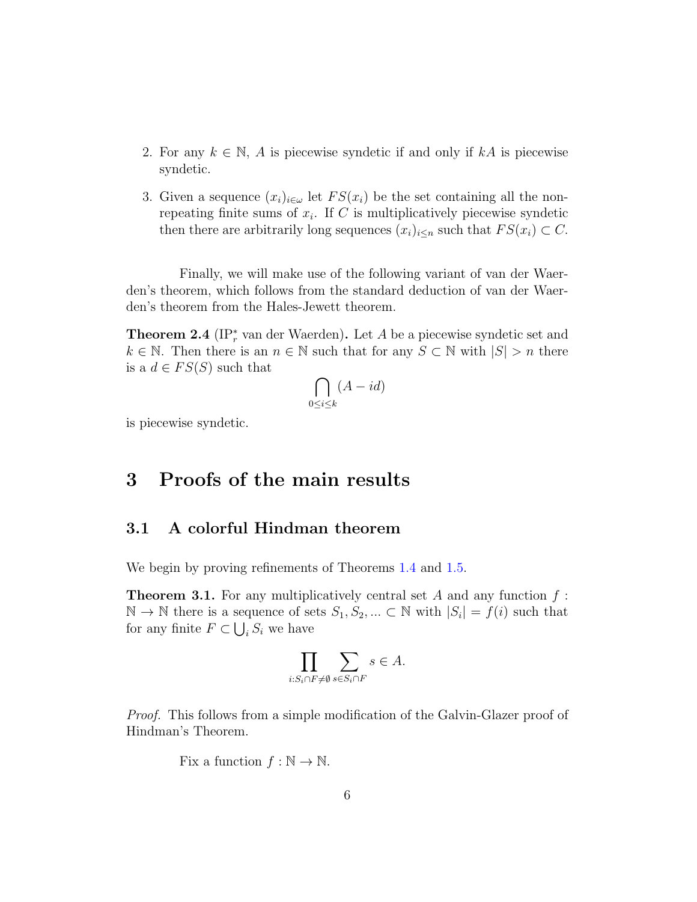2. For any $k \in \mathbb{N}$, $A$ is piecewise syndetic if and only if $kA$ is piecewise syndetic.
3. Given a sequence $(x_i)_{i\in\omega}$ let $FS(x_i)$ be the set containing all the non-repeating finite sums of $x_i$. If $C$ is multiplicatively piecewise syndetic then there are arbitrarily long sequences $(x_i)_{i\leq n}$ such that $FS(x_i) \subset C$.

Finally, we will make use of the following variant of van der Waerden's theorem, which follows from the standard deduction of van der Waerden's theorem from the Hales-Jewett theorem.

**Theorem 2.4** ($\text{IP}_r^*$ van der Waerden)**.** Let $A$ be a piecewise syndetic set and $k \in \mathbb{N}$. Then there is an $n \in \mathbb{N}$ such that for any $S \subset \mathbb{N}$ with $|S| > n$ there is a $d \in FS(S)$ such that

$$\bigcap_{0\leq i\leq k} (A - id)$$

is piecewise syndetic.

# 3 Proofs of the main results

## 3.1 A colorful Hindman theorem

We begin by proving refinements of Theorems 1.4 and 1.5.

**Theorem 3.1.** For any multiplicatively central set $A$ and any function $f : \mathbb{N} \to \mathbb{N}$ there is a sequence of sets $S_1, S_2, ... \subset \mathbb{N}$ with $|S_i| = f(i)$ such that for any finite $F \subset \bigcup_i S_i$ we have

$$\prod_{i:S_i\cap F\neq\emptyset} \sum_{s\in S_i\cap F} s \in A.$$

*Proof.* This follows from a simple modification of the Galvin-Glazer proof of Hindman's Theorem.

Fix a function $f : \mathbb{N} \to \mathbb{N}$.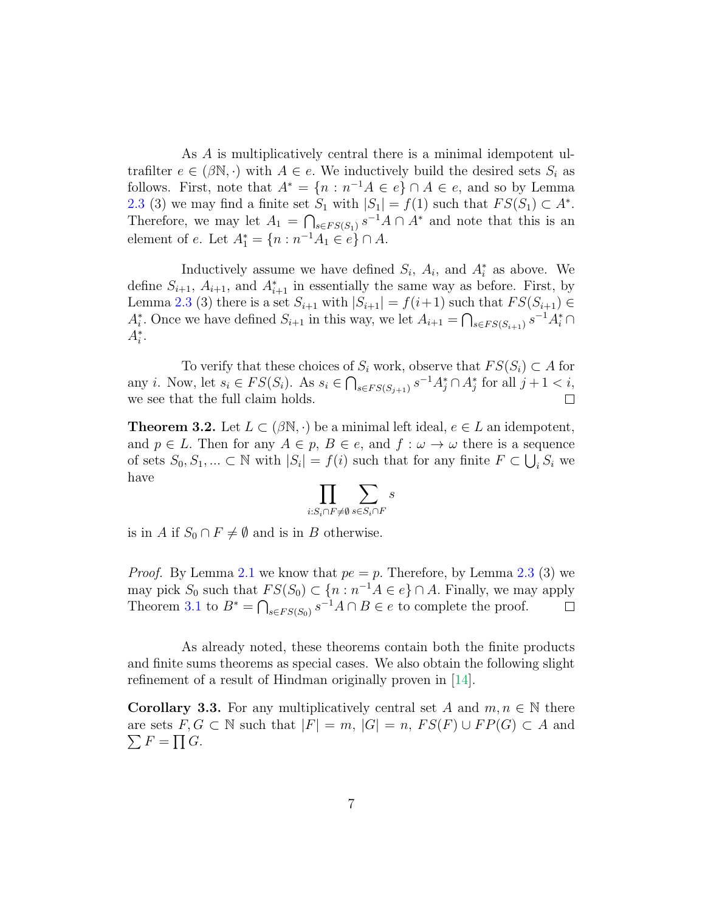As $A$ is multiplicatively central there is a minimal idempotent ultrafilter $e \in (\beta\mathbb{N}, \cdot)$ with $A \in e$. We inductively build the desired sets $S_i$ as follows. First, note that $A^* = \{n : n^{-1}A \in e\} \cap A \in e$, and so by Lemma 2.3 (3) we may find a finite set $S_1$ with $|S_1| = f(1)$ such that $FS(S_1) \subset A^*$. Therefore, we may let $A_1 = \bigcap_{s \in FS(S_1)} s^{-1}A \cap A^*$ and note that this is an element of $e$. Let $A_1^* = \{n : n^{-1}A_1 \in e\} \cap A$.

Inductively assume we have defined $S_i$, $A_i$, and $A_i^*$ as above. We define $S_{i+1}$, $A_{i+1}$, and $A_{i+1}^*$ in essentially the same way as before. First, by Lemma 2.3 (3) there is a set $S_{i+1}$ with $|S_{i+1}| = f(i+1)$ such that $FS(S_{i+1}) \in A_i^*$. Once we have defined $S_{i+1}$ in this way, we let $A_{i+1} = \bigcap_{s \in FS(S_{i+1})} s^{-1}A_i^* \cap A_i^*$.

To verify that these choices of $S_i$ work, observe that $FS(S_i) \subset A$ for any $i$. Now, let $s_i \in FS(S_i)$. As $s_i \in \bigcap_{s \in FS(S_{j+1})} s^{-1}A_j^* \cap A_j^*$ for all $j+1 < i$, we see that the full claim holds. ◻

**Theorem 3.2.** Let $L \subset (\beta\mathbb{N}, \cdot)$ be a minimal left ideal, $e \in L$ an idempotent, and $p \in L$. Then for any $A \in p$, $B \in e$, and $f : \omega \to \omega$ there is a sequence of sets $S_0, S_1, ... \subset \mathbb{N}$ with $|S_i| = f(i)$ such that for any finite $F \subset \bigcup_i S_i$ we have

$$\prod_{i : S_i \cap F \neq \emptyset} \sum_{s \in S_i \cap F} s$$

is in $A$ if $S_0 \cap F \neq \emptyset$ and is in $B$ otherwise.

*Proof.* By Lemma 2.1 we know that $pe = p$. Therefore, by Lemma 2.3 (3) we may pick $S_0$ such that $FS(S_0) \subset \{n : n^{-1}A \in e\} \cap A$. Finally, we may apply Theorem 3.1 to $B^* = \bigcap_{s \in FS(S_0)} s^{-1}A \cap B \in e$ to complete the proof. ◻

As already noted, these theorems contain both the finite products and finite sums theorems as special cases. We also obtain the following slight refinement of a result of Hindman originally proven in [14].

**Corollary 3.3.** For any multiplicatively central set $A$ and $m, n \in \mathbb{N}$ there are sets $F, G \subset \mathbb{N}$ such that $|F| = m$, $|G| = n$, $FS(F) \cup FP(G) \subset A$ and $\sum F = \prod G$.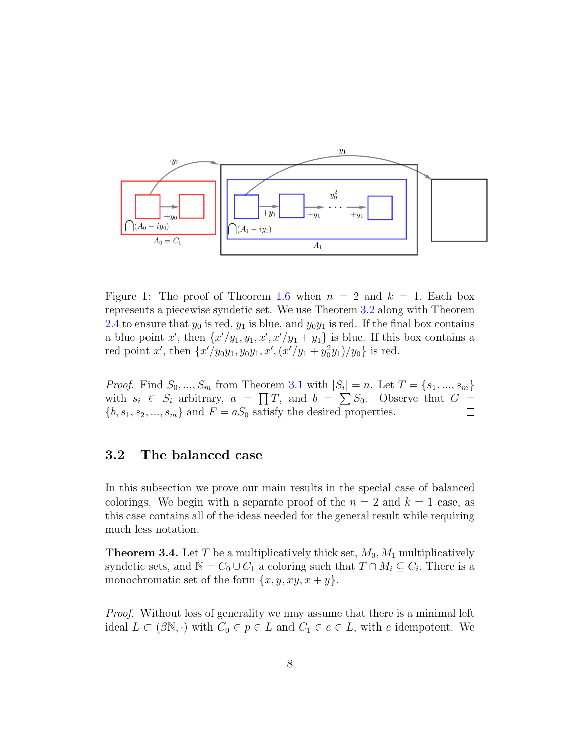Figure 1: The proof of Theorem 1.6 when $n = 2$ and $k = 1$. Each box represents a piecewise syndetic set. We use Theorem 3.2 along with Theorem 2.4 to ensure that $y_0$ is red, $y_1$ is blue, and $y_0y_1$ is red. If the final box contains a blue point $x'$, then $\{x'/y_1, y_1, x', x'/y_1 + y_1\}$ is blue. If this box contains a red point $x'$, then $\{x'/y_0y_1, y_0y_1, x', (x'/y_1 + y_0^2y_1)/y_0\}$ is red.

*Proof.* Find $S_0, ..., S_m$ from Theorem 3.1 with $|S_i| = n$. Let $T = \{s_1, ..., s_m\}$ with $s_i \in S_i$ arbitrary, $a = \prod T$, and $b = \sum S_0$. Observe that $G = \{b, s_1, s_2, ..., s_m\}$ and $F = aS_0$ satisfy the desired properties. □

## 3.2 The balanced case

In this subsection we prove our main results in the special case of balanced colorings. We begin with a separate proof of the $n = 2$ and $k = 1$ case, as this case contains all of the ideas needed for the general result while requiring much less notation.

**Theorem 3.4.** Let $T$ be a multiplicatively thick set, $M_0, M_1$ multiplicatively syndetic sets, and $\mathbb{N} = C_0 \cup C_1$ a coloring such that $T \cap M_i \subseteq C_i$. There is a monochromatic set of the form $\{x, y, xy, x + y\}$.

*Proof.* Without loss of generality we may assume that there is a minimal left ideal $L \subset (\beta\mathbb{N}, \cdot)$ with $C_0 \in p \in L$ and $C_1 \in e \in L$, with $e$ idempotent. We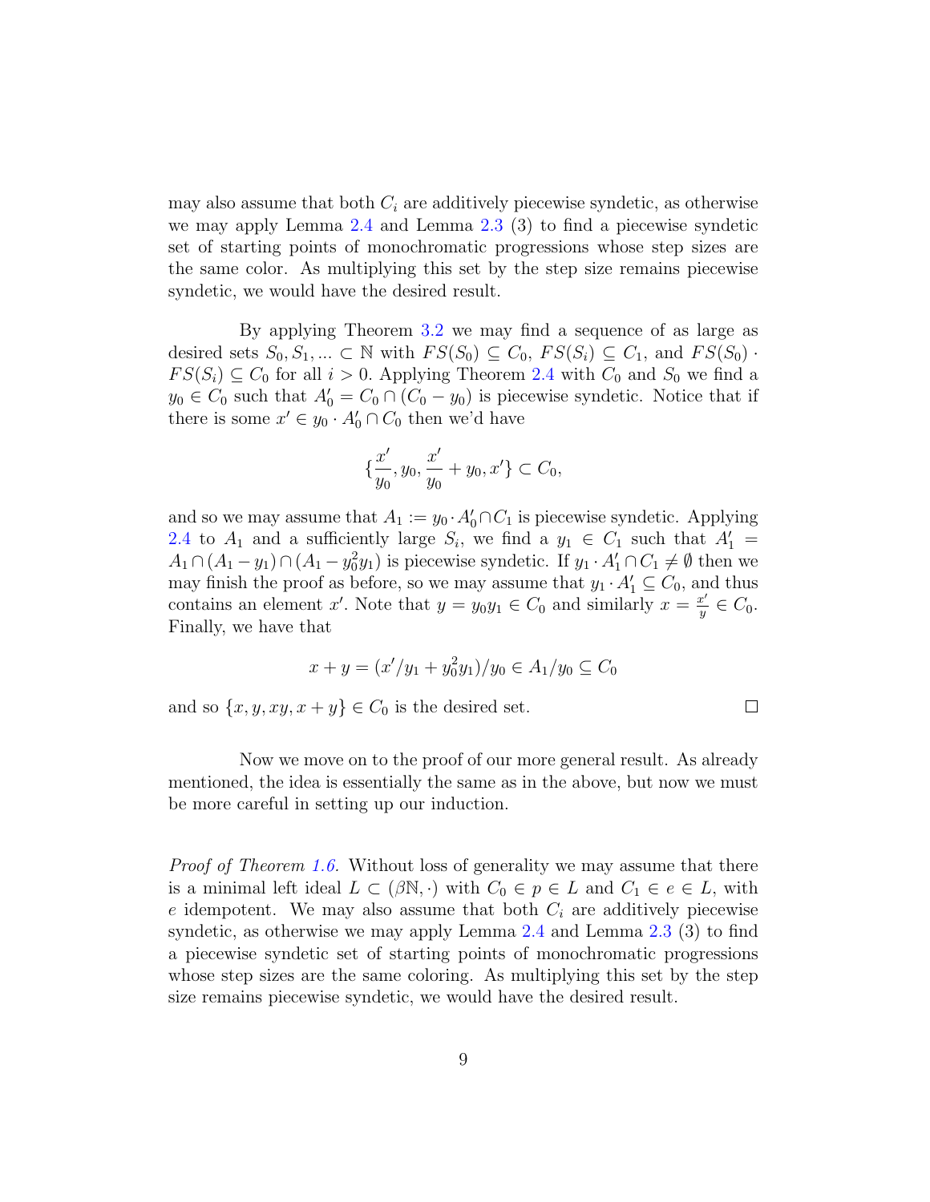may also assume that both $C_i$ are additively piecewise syndetic, as otherwise we may apply Lemma 2.4 and Lemma 2.3 (3) to find a piecewise syndetic set of starting points of monochromatic progressions whose step sizes are the same color. As multiplying this set by the step size remains piecewise syndetic, we would have the desired result.

By applying Theorem 3.2 we may find a sequence of as large as desired sets $S_0, S_1, ... \subset \mathbb{N}$ with $FS(S_0) \subseteq C_0$, $FS(S_i) \subseteq C_1$, and $FS(S_0) \cdot FS(S_i) \subseteq C_0$ for all $i > 0$. Applying Theorem 2.4 with $C_0$ and $S_0$ we find a $y_0 \in C_0$ such that $A_0' = C_0 \cap (C_0 - y_0)$ is piecewise syndetic. Notice that if there is some $x' \in y_0 \cdot A_0' \cap C_0$ then we'd have

$$\{\frac{x'}{y_0}, y_0, \frac{x'}{y_0} + y_0, x'\} \subset C_0,$$

and so we may assume that $A_1 := y_0 \cdot A_0' \cap C_1$ is piecewise syndetic. Applying 2.4 to $A_1$ and a sufficiently large $S_i$, we find a $y_1 \in C_1$ such that $A_1' = A_1 \cap (A_1 - y_1) \cap (A_1 - y_0^2 y_1)$ is piecewise syndetic. If $y_1 \cdot A_1' \cap C_1 \neq \emptyset$ then we may finish the proof as before, so we may assume that $y_1 \cdot A_1' \subseteq C_0$, and thus contains an element $x'$. Note that $y = y_0 y_1 \in C_0$ and similarly $x = \frac{x'}{y} \in C_0$. Finally, we have that

$$x + y = (x'/y_1 + y_0^2 y_1)/y_0 \in A_1/y_0 \subseteq C_0$$

and so $\{x, y, xy, x + y\} \in C_0$ is the desired set. □

Now we move on to the proof of our more general result. As already mentioned, the idea is essentially the same as in the above, but now we must be more careful in setting up our induction.

*Proof of Theorem 1.6.* Without loss of generality we may assume that there is a minimal left ideal $L \subset (\beta\mathbb{N}, \cdot)$ with $C_0 \in p \in L$ and $C_1 \in e \in L$, with $e$ idempotent. We may also assume that both $C_i$ are additively piecewise syndetic, as otherwise we may apply Lemma 2.4 and Lemma 2.3 (3) to find a piecewise syndetic set of starting points of monochromatic progressions whose step sizes are the same coloring. As multiplying this set by the step size remains piecewise syndetic, we would have the desired result.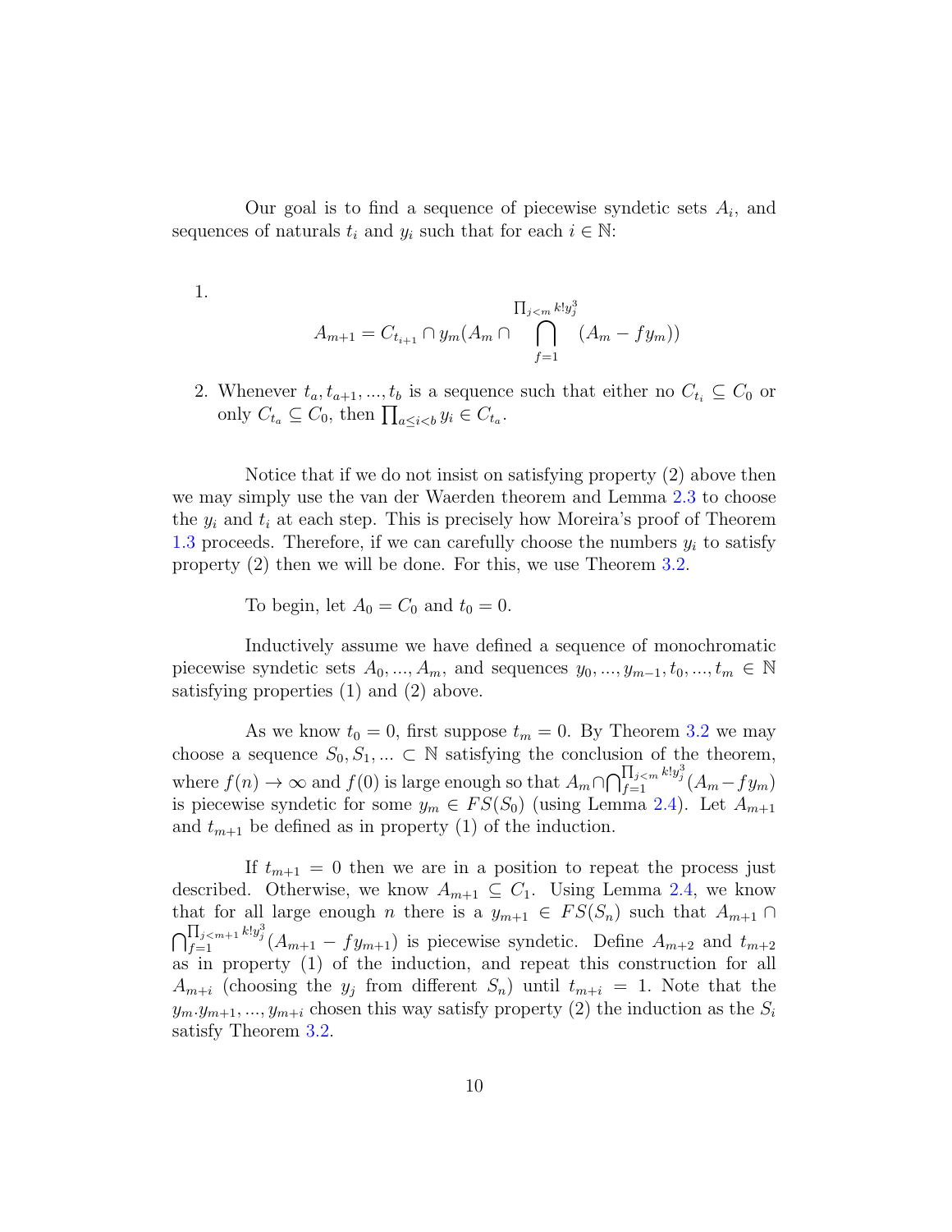Our goal is to find a sequence of piecewise syndetic sets $A_i$, and sequences of naturals $t_i$ and $y_i$ such that for each $i \in \mathbb{N}$:

1. $$A_{m+1} = C_{t_{i+1}} \cap y_m(A_m \cap \bigcap_{f=1}^{\prod_{j<m} k! y_j^3} (A_m - f y_m))$$

2. Whenever $t_a, t_{a+1}, ..., t_b$ is a sequence such that either no $C_{t_i} \subseteq C_0$ or only $C_{t_a} \subseteq C_0$, then $\prod_{a \leq i < b} y_i \in C_{t_a}$.

Notice that if we do not insist on satisfying property (2) above then we may simply use the van der Waerden theorem and Lemma 2.3 to choose the $y_i$ and $t_i$ at each step. This is precisely how Moreira's proof of Theorem 1.3 proceeds. Therefore, if we can carefully choose the numbers $y_i$ to satisfy property (2) then we will be done. For this, we use Theorem 3.2.

To begin, let $A_0 = C_0$ and $t_0 = 0$.

Inductively assume we have defined a sequence of monochromatic piecewise syndetic sets $A_0, ..., A_m$, and sequences $y_0, ..., y_{m-1}, t_0, ..., t_m \in \mathbb{N}$ satisfying properties (1) and (2) above.

As we know $t_0 = 0$, first suppose $t_m = 0$. By Theorem 3.2 we may choose a sequence $S_0, S_1, ... \subset \mathbb{N}$ satisfying the conclusion of the theorem, where $f(n) \to \infty$ and $f(0)$ is large enough so that $A_m \cap \bigcap_{f=1}^{\prod_{j<m} k! y_j^3} (A_m - f y_m)$ is piecewise syndetic for some $y_m \in FS(S_0)$ (using Lemma 2.4). Let $A_{m+1}$ and $t_{m+1}$ be defined as in property (1) of the induction.

If $t_{m+1} = 0$ then we are in a position to repeat the process just described. Otherwise, we know $A_{m+1} \subseteq C_1$. Using Lemma 2.4, we know that for all large enough $n$ there is a $y_{m+1} \in FS(S_n)$ such that $A_{m+1} \cap \bigcap_{f=1}^{\prod_{j<m+1} k! y_j^3} (A_{m+1} - f y_{m+1})$ is piecewise syndetic. Define $A_{m+2}$ and $t_{m+2}$ as in property (1) of the induction, and repeat this construction for all $A_{m+i}$ (choosing the $y_j$ from different $S_n$) until $t_{m+i} = 1$. Note that the $y_m . y_{m+1}, ..., y_{m+i}$ chosen this way satisfy property (2) the induction as the $S_i$ satisfy Theorem 3.2.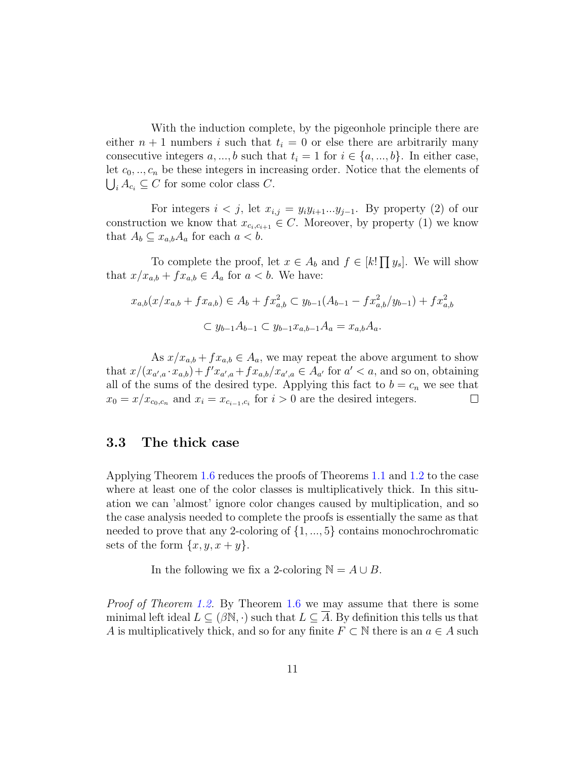With the induction complete, by the pigeonhole principle there are either $n+1$ numbers $i$ such that $t_i = 0$ or else there are arbitrarily many consecutive integers $a, ..., b$ such that $t_i = 1$ for $i \in \{a, ..., b\}$. In either case, let $c_0, .., c_n$ be these integers in increasing order. Notice that the elements of $\bigcup_i A_{c_i} \subseteq C$ for some color class $C$.

For integers $i < j$, let $x_{i,j} = y_i y_{i+1} ... y_{j-1}$. By property (2) of our construction we know that $x_{c_i, c_{i+1}} \in C$. Moreover, by property (1) we know that $A_b \subseteq x_{a,b} A_a$ for each $a < b$.

To complete the proof, let $x \in A_b$ and $f \in [k! \prod y_s]$. We will show that $x/x_{a,b} + f x_{a,b} \in A_a$ for $a < b$. We have:

$$x_{a,b}(x/x_{a,b} + f x_{a,b}) \in A_b + f x_{a,b}^2 \subset y_{b-1}(A_{b-1} - f x_{a,b}^2 / y_{b-1}) + f x_{a,b}^2$$

$$\subset y_{b-1} A_{b-1} \subset y_{b-1} x_{a,b-1} A_a = x_{a,b} A_a.$$

As $x/x_{a,b} + f x_{a,b} \in A_a$, we may repeat the above argument to show that $x/(x_{a',a} \cdot x_{a,b}) + f' x_{a',a} + f x_{a,b} / x_{a',a} \in A_{a'}$ for $a' < a$, and so on, obtaining all of the sums of the desired type. Applying this fact to $b = c_n$ we see that $x_0 = x / x_{c_0, c_n}$ and $x_i = x_{c_{i-1}, c_i}$ for $i > 0$ are the desired integers. $\square$

### 3.3 The thick case

Applying Theorem 1.6 reduces the proofs of Theorems 1.1 and 1.2 to the case where at least one of the color classes is multiplicatively thick. In this situation we can 'almost' ignore color changes caused by multiplication, and so the case analysis needed to complete the proofs is essentially the same as that needed to prove that any 2-coloring of $\{1, ..., 5\}$ contains monochrochromatic sets of the form $\{x, y, x + y\}$.

In the following we fix a 2-coloring $\mathbb{N} = A \cup B$.

*Proof of Theorem 1.2.* By Theorem 1.6 we may assume that there is some minimal left ideal $L \subseteq (\beta\mathbb{N}, \cdot)$ such that $L \subseteq \overline{A}$. By definition this tells us that $A$ is multiplicatively thick, and so for any finite $F \subset \mathbb{N}$ there is an $a \in A$ such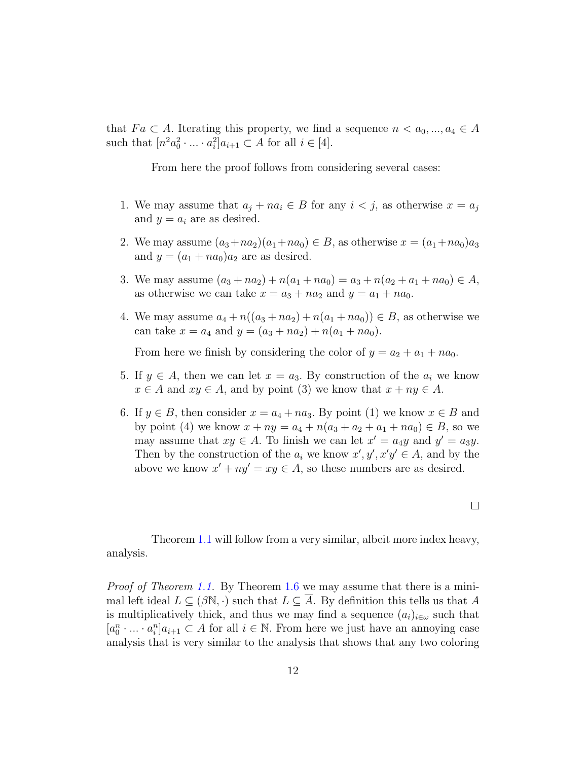that $Fa \subset A$. Iterating this property, we find a sequence $n < a_0, ..., a_4 \in A$ such that $[n^2 a_0^2 \cdot ... \cdot a_i^2]a_{i+1} \subset A$ for all $i \in [4]$.

From here the proof follows from considering several cases:

1. We may assume that $a_j + na_i \in B$ for any $i < j$, as otherwise $x = a_j$ and $y = a_i$ are as desired.
2. We may assume $(a_3 + na_2)(a_1 + na_0) \in B$, as otherwise $x = (a_1 + na_0)a_3$ and $y = (a_1 + na_0)a_2$ are as desired.
3. We may assume $(a_3 + na_2) + n(a_1 + na_0) = a_3 + n(a_2 + a_1 + na_0) \in A$, as otherwise we can take $x = a_3 + na_2$ and $y = a_1 + na_0$.
4. We may assume $a_4 + n((a_3 + na_2) + n(a_1 + na_0)) \in B$, as otherwise we can take $x = a_4$ and $y = (a_3 + na_2) + n(a_1 + na_0)$.

   From here we finish by considering the color of $y = a_2 + a_1 + na_0$.
5. If $y \in A$, then we can let $x = a_3$. By construction of the $a_i$ we know $x \in A$ and $xy \in A$, and by point (3) we know that $x + ny \in A$.
6. If $y \in B$, then consider $x = a_4 + na_3$. By point (1) we know $x \in B$ and by point (4) we know $x + ny = a_4 + n(a_3 + a_2 + a_1 + na_0) \in B$, so we may assume that $xy \in A$. To finish we can let $x' = a_4 y$ and $y' = a_3 y$. Then by the construction of the $a_i$ we know $x', y', x'y' \in A$, and by the above we know $x' + ny' = xy \in A$, so these numbers are as desired.

□

Theorem 1.1 will follow from a very similar, albeit more index heavy, analysis.

*Proof of Theorem 1.1.* By Theorem 1.6 we may assume that there is a minimal left ideal $L \subseteq (\beta\mathbb{N}, \cdot)$ such that $L \subseteq \overline{A}$. By definition this tells us that $A$ is multiplicatively thick, and thus we may find a sequence $(a_i)_{i \in \omega}$ such that $[a_0^n \cdot ... \cdot a_i^n]a_{i+1} \subset A$ for all $i \in \mathbb{N}$. From here we just have an annoying case analysis that is very similar to the analysis that shows that any two coloring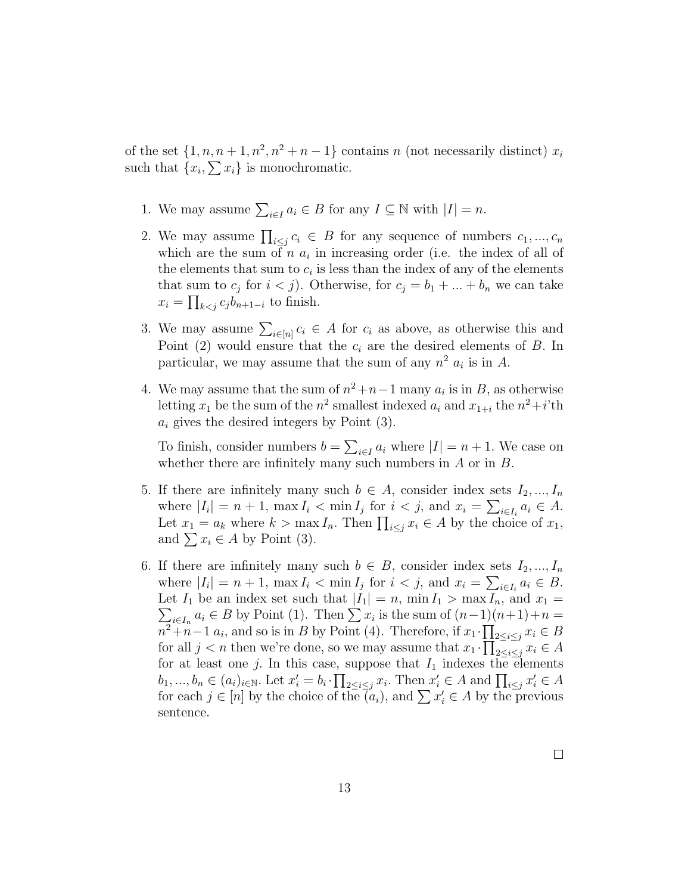of the set $\{1, n, n+1, n^2, n^2+n-1\}$ contains $n$ (not necessarily distinct) $x_i$ such that $\{x_i, \sum x_i\}$ is monochromatic.

1. We may assume $\sum_{i \in I} a_i \in B$ for any $I \subseteq \mathbb{N}$ with $|I| = n$.

2. We may assume $\prod_{i \leq j} c_i \in B$ for any sequence of numbers $c_1, ..., c_n$ which are the sum of $n$ $a_i$ in increasing order (i.e. the index of all of the elements that sum to $c_i$ is less than the index of any of the elements that sum to $c_j$ for $i < j$). Otherwise, for $c_j = b_1 + ... + b_n$ we can take $x_i = \prod_{k<j} c_j b_{n+1-i}$ to finish.

3. We may assume $\sum_{i \in [n]} c_i \in A$ for $c_i$ as above, as otherwise this and Point (2) would ensure that the $c_i$ are the desired elements of $B$. In particular, we may assume that the sum of any $n^2$ $a_i$ is in $A$.

4. We may assume that the sum of $n^2+n-1$ many $a_i$ is in $B$, as otherwise letting $x_1$ be the sum of the $n^2$ smallest indexed $a_i$ and $x_{1+i}$ the $n^2+i$'th $a_i$ gives the desired integers by Point (3).

   To finish, consider numbers $b = \sum_{i \in I} a_i$ where $|I| = n+1$. We case on whether there are infinitely many such numbers in $A$ or in $B$.

5. If there are infinitely many such $b \in A$, consider index sets $I_2, ..., I_n$ where $|I_i| = n+1$, $\max I_i < \min I_j$ for $i < j$, and $x_i = \sum_{i \in I_i} a_i \in A$. Let $x_1 = a_k$ where $k > \max I_n$. Then $\prod_{i \leq j} x_i \in A$ by the choice of $x_1$, and $\sum x_i \in A$ by Point (3).

6. If there are infinitely many such $b \in B$, consider index sets $I_2, ..., I_n$ where $|I_i| = n+1$, $\max I_i < \min I_j$ for $i < j$, and $x_i = \sum_{i \in I_i} a_i \in B$. Let $I_1$ be an index set such that $|I_1| = n$, $\min I_1 > \max I_n$, and $x_1 = \sum_{i \in I_n} a_i \in B$ by Point (1). Then $\sum x_i$ is the sum of $(n-1)(n+1)+n = n^2+n-1$ $a_i$, and so is in $B$ by Point (4). Therefore, if $x_1 \cdot \prod_{2 \leq i \leq j} x_i \in B$ for all $j < n$ then we're done, so we may assume that $x_1 \cdot \prod_{2 \leq i \leq j} x_i \in A$ for at least one $j$. In this case, suppose that $I_1$ indexes the elements $b_1, ..., b_n \in (a_i)_{i \in \mathbb{N}}$. Let $x'_i = b_i \cdot \prod_{2 \leq i \leq j} x_i$. Then $x'_i \in A$ and $\prod_{i \leq j} x'_i \in A$ for each $j \in [n]$ by the choice of the $(a_i)$, and $\sum x'_i \in A$ by the previous sentence.

□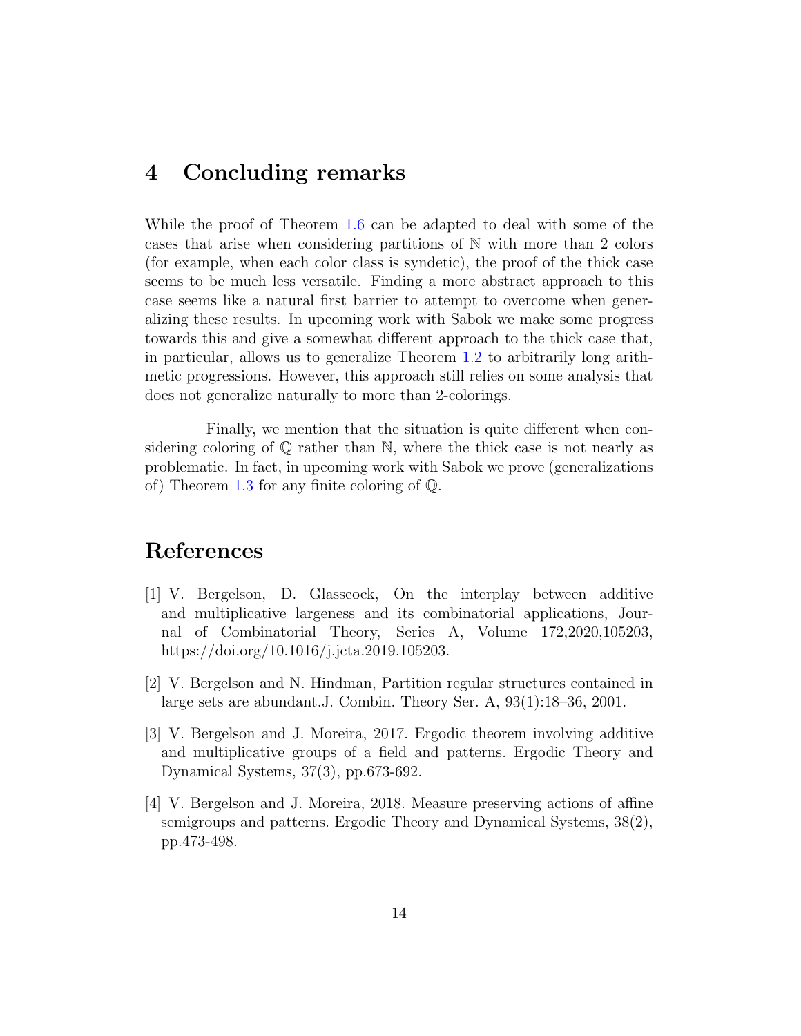## 4 Concluding remarks

While the proof of Theorem 1.6 can be adapted to deal with some of the cases that arise when considering partitions of $\mathbb{N}$ with more than 2 colors (for example, when each color class is syndetic), the proof of the thick case seems to be much less versatile. Finding a more abstract approach to this case seems like a natural first barrier to attempt to overcome when generalizing these results. In upcoming work with Sabok we make some progress towards this and give a somewhat different approach to the thick case that, in particular, allows us to generalize Theorem 1.2 to arbitrarily long arithmetic progressions. However, this approach still relies on some analysis that does not generalize naturally to more than 2-colorings.

Finally, we mention that the situation is quite different when considering coloring of $\mathbb{Q}$ rather than $\mathbb{N}$, where the thick case is not nearly as problematic. In fact, in upcoming work with Sabok we prove (generalizations of) Theorem 1.3 for any finite coloring of $\mathbb{Q}$.

## References

[1] V. Bergelson, D. Glasscock, On the interplay between additive and multiplicative largeness and its combinatorial applications, Journal of Combinatorial Theory, Series A, Volume 172,2020,105203, https://doi.org/10.1016/j.jcta.2019.105203.

[2] V. Bergelson and N. Hindman, Partition regular structures contained in large sets are abundant.J. Combin. Theory Ser. A, 93(1):18–36, 2001.

[3] V. Bergelson and J. Moreira, 2017. Ergodic theorem involving additive and multiplicative groups of a field and patterns. Ergodic Theory and Dynamical Systems, 37(3), pp.673-692.

[4] V. Bergelson and J. Moreira, 2018. Measure preserving actions of affine semigroups and patterns. Ergodic Theory and Dynamical Systems, 38(2), pp.473-498.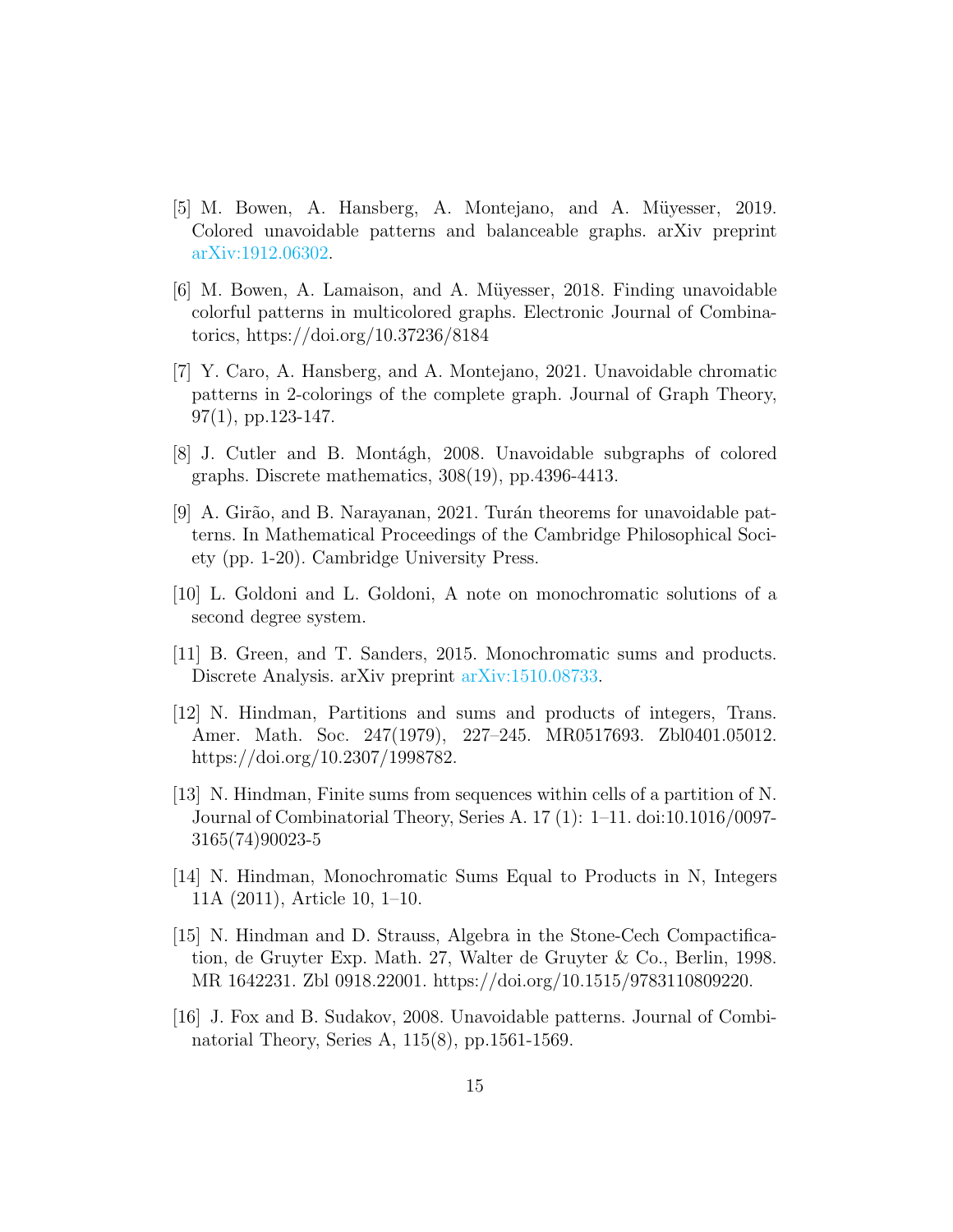[5] M. Bowen, A. Hansberg, A. Montejano, and A. Müyesser, 2019. Colored unavoidable patterns and balanceable graphs. arXiv preprint arXiv:1912.06302.

[6] M. Bowen, A. Lamaison, and A. Müyesser, 2018. Finding unavoidable colorful patterns in multicolored graphs. Electronic Journal of Combinatorics, https://doi.org/10.37236/8184

[7] Y. Caro, A. Hansberg, and A. Montejano, 2021. Unavoidable chromatic patterns in 2-colorings of the complete graph. Journal of Graph Theory, 97(1), pp.123-147.

[8] J. Cutler and B. Montágh, 2008. Unavoidable subgraphs of colored graphs. Discrete mathematics, 308(19), pp.4396-4413.

[9] A. Girão, and B. Narayanan, 2021. Turán theorems for unavoidable patterns. In Mathematical Proceedings of the Cambridge Philosophical Society (pp. 1-20). Cambridge University Press.

[10] L. Goldoni and L. Goldoni, A note on monochromatic solutions of a second degree system.

[11] B. Green, and T. Sanders, 2015. Monochromatic sums and products. Discrete Analysis. arXiv preprint arXiv:1510.08733.

[12] N. Hindman, Partitions and sums and products of integers, Trans. Amer. Math. Soc. 247(1979), 227–245. MR0517693. Zbl0401.05012. https://doi.org/10.2307/1998782.

[13] N. Hindman, Finite sums from sequences within cells of a partition of N. Journal of Combinatorial Theory, Series A. 17 (1): 1–11. doi:10.1016/0097-3165(74)90023-5

[14] N. Hindman, Monochromatic Sums Equal to Products in N, Integers 11A (2011), Article 10, 1–10.

[15] N. Hindman and D. Strauss, Algebra in the Stone-Cech Compactification, de Gruyter Exp. Math. 27, Walter de Gruyter & Co., Berlin, 1998. MR 1642231. Zbl 0918.22001. https://doi.org/10.1515/9783110809220.

[16] J. Fox and B. Sudakov, 2008. Unavoidable patterns. Journal of Combinatorial Theory, Series A, 115(8), pp.1561-1569.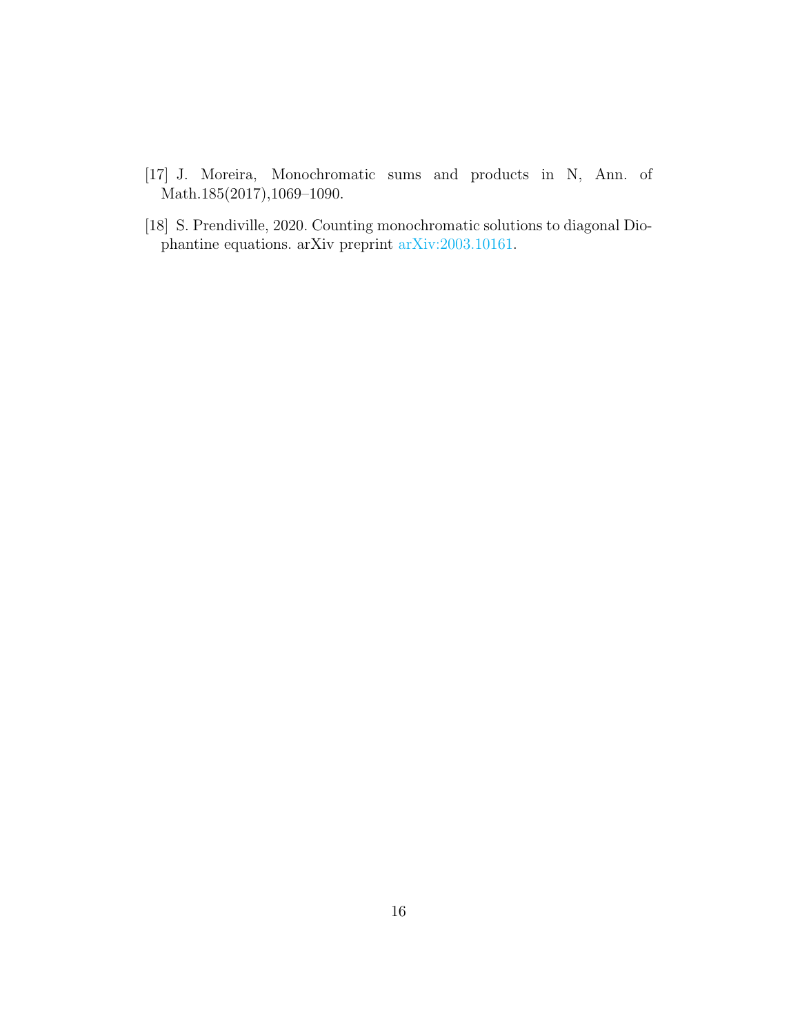[17] J. Moreira, Monochromatic sums and products in N, Ann. of Math.185(2017),1069–1090.

[18] S. Prendiville, 2020. Counting monochromatic solutions to diagonal Diophantine equations. arXiv preprint arXiv:2003.10161.